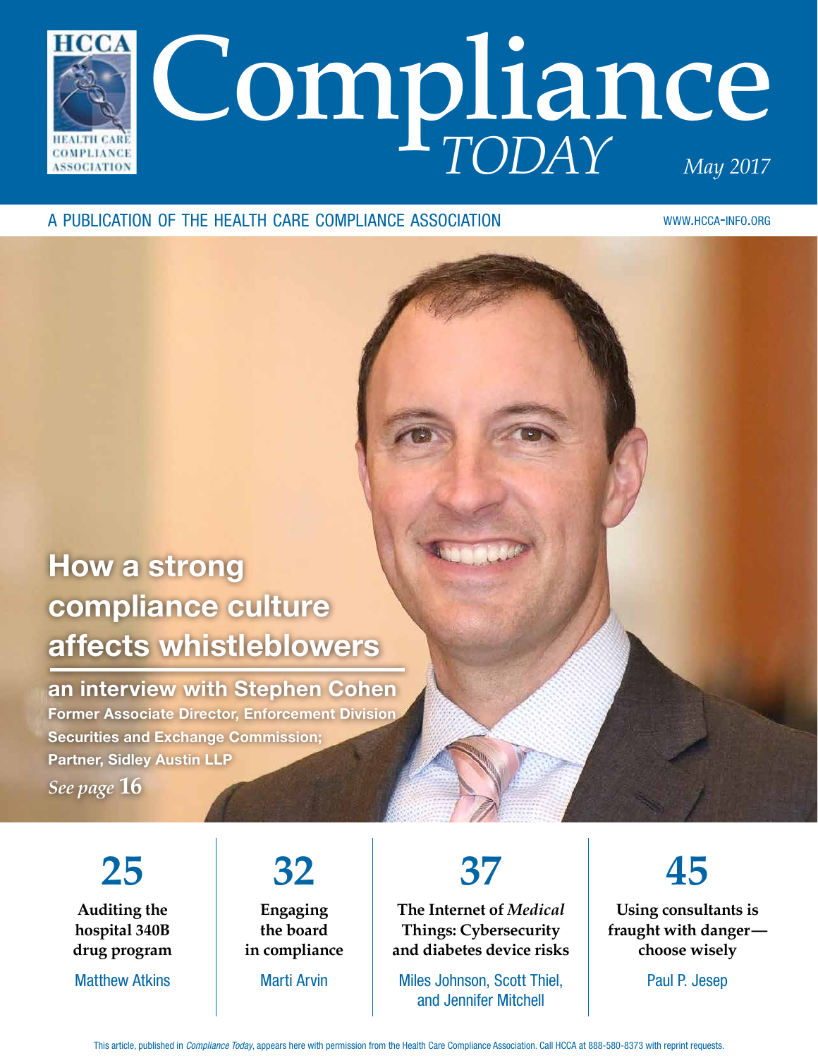# Compliance *TODAY*

HCCA HEALTH CARE COMPLIANCE ASSOCIATION

*May 2017*

A PUBLICATION OF THE HEALTH CARE COMPLIANCE ASSOCIATION

WWW.HCCA-INFO.ORG

## How a strong compliance culture affects whistleblowers

**an interview with Stephen Cohen**

**Former Associate Director, Enforcement Division Securities and Exchange Commission; Partner, Sidley Austin LLP**

*See page* **16**

**25**

**Auditing the hospital 340B drug program**

Matthew Atkins

**32**

**Engaging the board in compliance**

Marti Arvin

**37**

**The Internet of *Medical* Things: Cybersecurity and diabetes device risks**

Miles Johnson, Scott Thiel, and Jennifer Mitchell

**45**

**Using consultants is fraught with danger—choose wisely**

Paul P. Jesep

This article, published in *Compliance Today*, appears here with permission from the Health Care Compliance Association. Call HCCA at 888-580-8373 with reprint requests.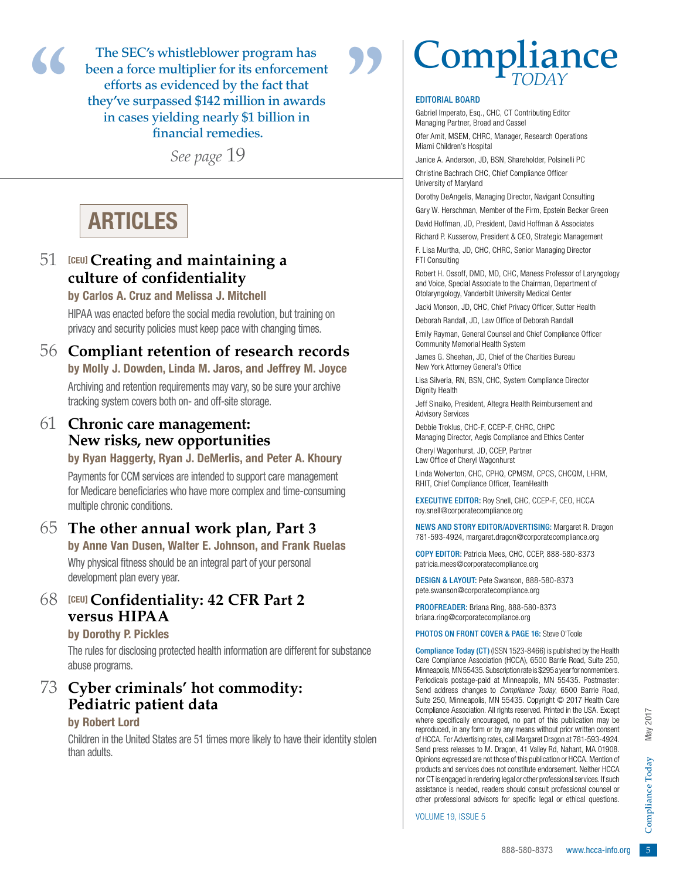> "The SEC's whistleblower program has been a force multiplier for its enforcement efforts as evidenced by the fact that they've surpassed $142 million in awards in cases yielding nearly $1 billion in financial remedies."
>
> *See page 19*

# ARTICLES

**51** [CEU] **Creating and maintaining a culture of confidentiality**
**by Carlos A. Cruz and Melissa J. Mitchell**
HIPAA was enacted before the social media revolution, but training on privacy and security policies must keep pace with changing times.

**56** **Compliant retention of research records**
**by Molly J. Dowden, Linda M. Jaros, and Jeffrey M. Joyce**
Archiving and retention requirements may vary, so be sure your archive tracking system covers both on- and off-site storage.

**61** **Chronic care management: New risks, new opportunities**
**by Ryan Haggerty, Ryan J. DeMerlis, and Peter A. Khoury**
Payments for CCM services are intended to support care management for Medicare beneficiaries who have more complex and time-consuming multiple chronic conditions.

**65** **The other annual work plan, Part 3**
**by Anne Van Dusen, Walter E. Johnson, and Frank Ruelas**
Why physical fitness should be an integral part of your personal development plan every year.

**68** [CEU] **Confidentiality: 42 CFR Part 2 versus HIPAA**
**by Dorothy P. Pickles**
The rules for disclosing protected health information are different for substance abuse programs.

**73** **Cyber criminals' hot commodity: Pediatric patient data**
**by Robert Lord**
Children in the United States are 51 times more likely to have their identity stolen than adults.

# Compliance *TODAY*

## EDITORIAL BOARD

Gabriel Imperato, Esq., CHC, CT Contributing Editor
Managing Partner, Broad and Cassel

Ofer Amit, MSEM, CHRC, Manager, Research Operations
Miami Children's Hospital

Janice A. Anderson, JD, BSN, Shareholder, Polsinelli PC

Christine Bachrach CHC, Chief Compliance Officer
University of Maryland

Dorothy DeAngelis, Managing Director, Navigant Consulting

Gary W. Herschman, Member of the Firm, Epstein Becker Green

David Hoffman, JD, President, David Hoffman & Associates

Richard P. Kusserow, President & CEO, Strategic Management

F. Lisa Murtha, JD, CHC, CHRC, Senior Managing Director
FTI Consulting

Robert H. Ossoff, DMD, MD, CHC, Maness Professor of Laryngology and Voice, Special Associate to the Chairman, Department of Otolaryngology, Vanderbilt University Medical Center

Jacki Monson, JD, CHC, Chief Privacy Officer, Sutter Health

Deborah Randall, JD, Law Office of Deborah Randall

Emily Rayman, General Counsel and Chief Compliance Officer
Community Memorial Health System

James G. Sheehan, JD, Chief of the Charities Bureau
New York Attorney General's Office

Lisa Silveria, RN, BSN, CHC, System Compliance Director
Dignity Health

Jeff Sinaiko, President, Altegra Health Reimbursement and Advisory Services

Debbie Troklus, CHC-F, CCEP-F, CHRC, CHPC
Managing Director, Aegis Compliance and Ethics Center

Cheryl Wagonhurst, JD, CCEP, Partner
Law Office of Cheryl Wagonhurst

Linda Wolverton, CHC, CPHQ, CPMSM, CPCS, CHCQM, LHRM, RHIT, Chief Compliance Officer, TeamHealth

**EXECUTIVE EDITOR:** Roy Snell, CHC, CCEP-F, CEO, HCCA
roy.snell@corporatecompliance.org

**NEWS AND STORY EDITOR/ADVERTISING:** Margaret R. Dragon
781-593-4924, margaret.dragon@corporatecompliance.org

**COPY EDITOR:** Patricia Mees, CHC, CCEP, 888-580-8373
patricia.mees@corporatecompliance.org

**DESIGN & LAYOUT:** Pete Swanson, 888-580-8373
pete.swanson@corporatecompliance.org

**PROOFREADER:** Briana Ring, 888-580-8373
briana.ring@corporatecompliance.org

**PHOTOS ON FRONT COVER & PAGE 16:** Steve O'Toole

**Compliance Today (CT)** (ISSN 1523-8466) is published by the Health Care Compliance Association (HCCA), 6500 Barrie Road, Suite 250, Minneapolis, MN 55435. Subscription rate is $295 a year for nonmembers. Periodicals postage-paid at Minneapolis, MN 55435. Postmaster: Send address changes to *Compliance Today*, 6500 Barrie Road, Suite 250, Minneapolis, MN 55435. Copyright © 2017 Health Care Compliance Association. All rights reserved. Printed in the USA. Except where specifically encouraged, no part of this publication may be reproduced, in any form or by any means without prior written consent of HCCA. For Advertising rates, call Margaret Dragon at 781-593-4924. Send press releases to M. Dragon, 41 Valley Rd, Nahant, MA 01908. Opinions expressed are not those of this publication or HCCA. Mention of products and services does not constitute endorsement. Neither HCCA nor CT is engaged in rendering legal or other professional services. If such assistance is needed, readers should consult professional counsel or other professional advisors for specific legal or ethical questions.

VOLUME 19, ISSUE 5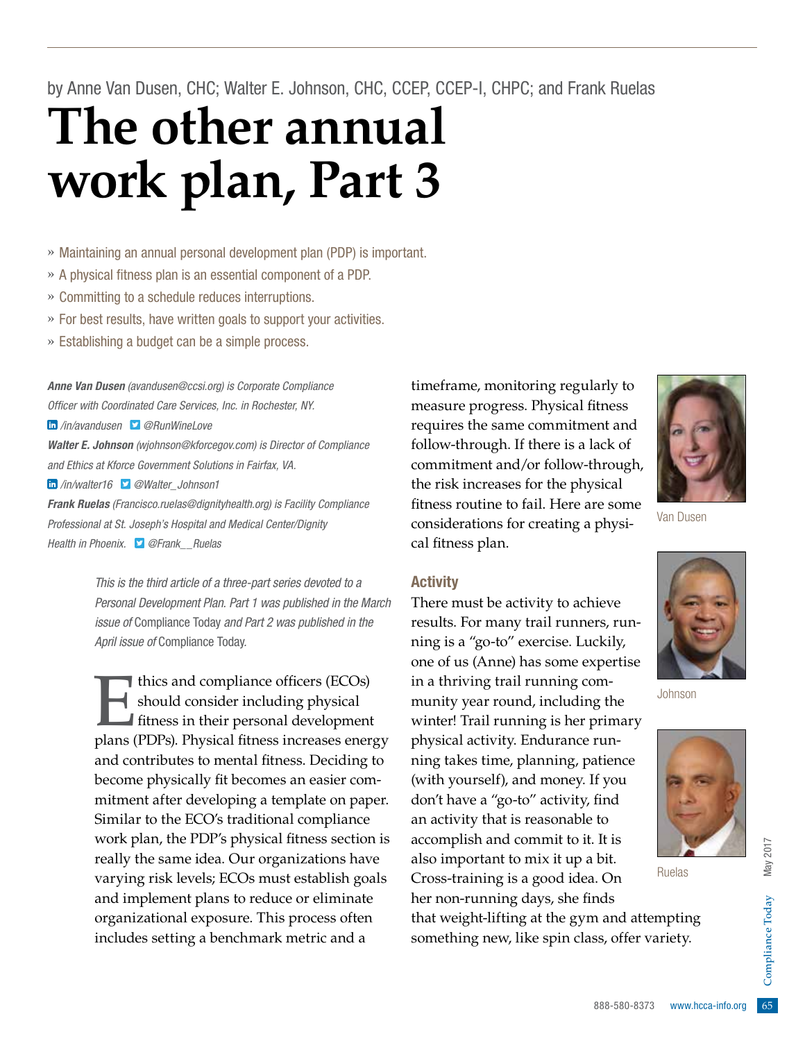by Anne Van Dusen, CHC; Walter E. Johnson, CHC, CCEP, CCEP-I, CHPC; and Frank Ruelas

# The other annual work plan, Part 3

» Maintaining an annual personal development plan (PDP) is important.

» A physical fitness plan is an essential component of a PDP.

» Committing to a schedule reduces interruptions.

» For best results, have written goals to support your activities.

» Establishing a budget can be a simple process.

***Anne Van Dusen*** *(avandusen@ccsi.org) is Corporate Compliance Officer with Coordinated Care Services, Inc. in Rochester, NY.* */in/avandusen* *@RunWineLove*

***Walter E. Johnson*** *(wjohnson@kforcegov.com) is Director of Compliance and Ethics at Kforce Government Solutions in Fairfax, VA.* */in/walter16* *@Walter_Johnson1*

***Frank Ruelas*** *(Francisco.ruelas@dignityhealth.org) is Facility Compliance Professional at St. Joseph's Hospital and Medical Center/Dignity Health in Phoenix.* *@Frank__Ruelas*

*This is the third article of a three-part series devoted to a Personal Development Plan. Part 1 was published in the March issue of* Compliance Today *and Part 2 was published in the April issue of* Compliance Today.

Ethics and compliance officers (ECOs) should consider including physical fitness in their personal development plans (PDPs). Physical fitness increases energy and contributes to mental fitness. Deciding to become physically fit becomes an easier commitment after developing a template on paper. Similar to the ECO's traditional compliance work plan, the PDP's physical fitness section is really the same idea. Our organizations have varying risk levels; ECOs must establish goals and implement plans to reduce or eliminate organizational exposure. This process often includes setting a benchmark metric and a timeframe, monitoring regularly to measure progress. Physical fitness requires the same commitment and follow-through. If there is a lack of commitment and/or follow-through, the risk increases for the physical fitness routine to fail. Here are some considerations for creating a physical fitness plan.

Van Dusen

Johnson

Ruelas

## Activity

There must be activity to achieve results. For many trail runners, running is a "go-to" exercise. Luckily, one of us (Anne) has some expertise in a thriving trail running community year round, including the winter! Trail running is her primary physical activity. Endurance running takes time, planning, patience (with yourself), and money. If you don't have a "go-to" activity, find an activity that is reasonable to accomplish and commit to it. It is also important to mix it up a bit. Cross-training is a good idea. On her non-running days, she finds that weight-lifting at the gym and attempting something new, like spin class, offer variety.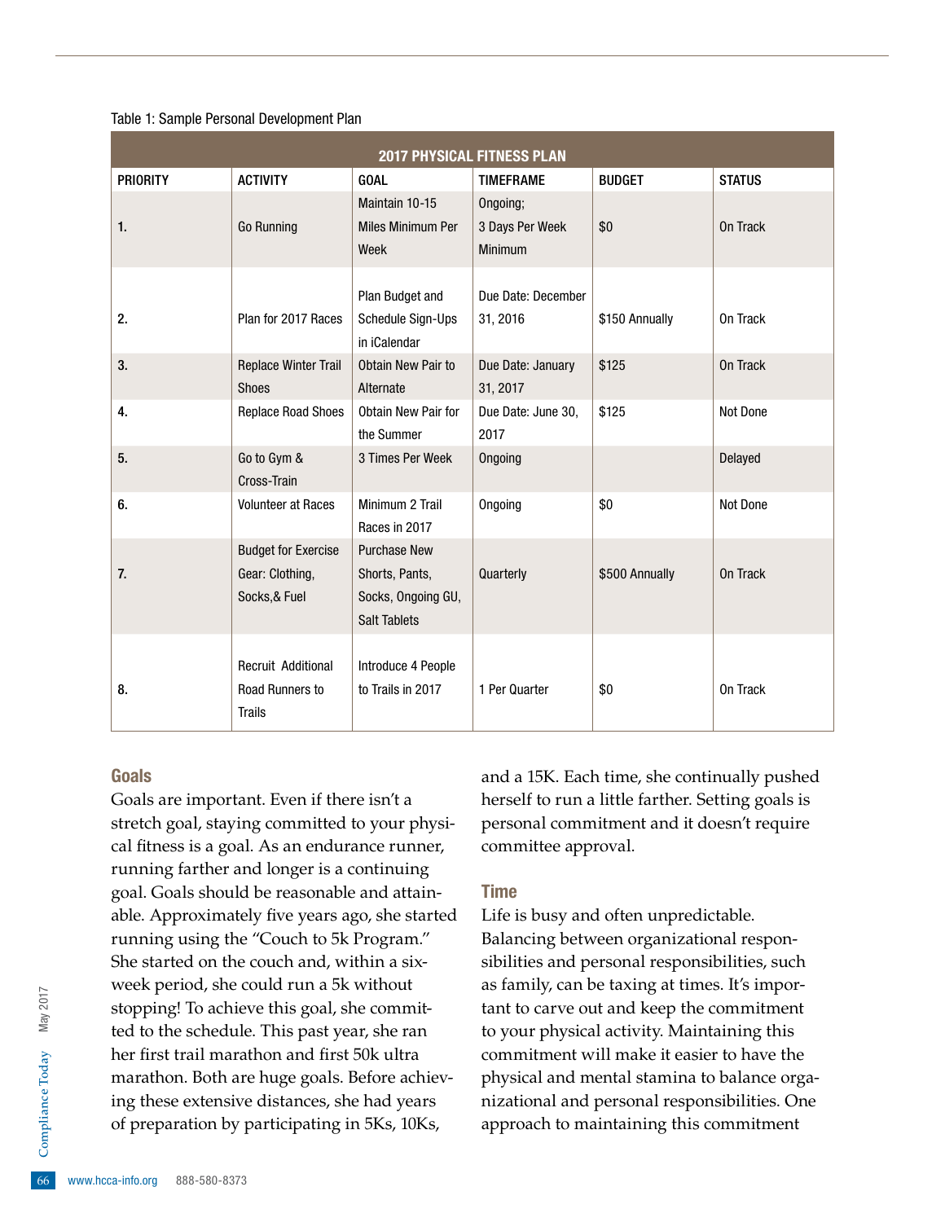Table 1: Sample Personal Development Plan

| 2017 PHYSICAL FITNESS PLAN | | | | | |
|---|---|---|---|---|---|
| PRIORITY | ACTIVITY | GOAL | TIMEFRAME | BUDGET | STATUS |
| 1. | Go Running | Maintain 10-15 Miles Minimum Per Week | Ongoing; 3 Days Per Week Minimum | $0 | On Track |
| 2. | Plan for 2017 Races | Plan Budget and Schedule Sign-Ups in iCalendar | Due Date: December 31, 2016 | $150 Annually | On Track |
| 3. | Replace Winter Trail Shoes | Obtain New Pair to Alternate | Due Date: January 31, 2017 | $125 | On Track |
| 4. | Replace Road Shoes | Obtain New Pair for the Summer | Due Date: June 30, 2017 | $125 | Not Done |
| 5. | Go to Gym & Cross-Train | 3 Times Per Week | Ongoing | | Delayed |
| 6. | Volunteer at Races | Minimum 2 Trail Races in 2017 | Ongoing | $0 | Not Done |
| 7. | Budget for Exercise Gear: Clothing, Socks,& Fuel | Purchase New Shorts, Pants, Socks, Ongoing GU, Salt Tablets | Quarterly | $500 Annually | On Track |
| 8. | Recruit Additional Road Runners to Trails | Introduce 4 People to Trails in 2017 | 1 Per Quarter | $0 | On Track |

### Goals

Goals are important. Even if there isn't a stretch goal, staying committed to your physical fitness is a goal. As an endurance runner, running farther and longer is a continuing goal. Goals should be reasonable and attainable. Approximately five years ago, she started running using the "Couch to 5k Program." She started on the couch and, within a six-week period, she could run a 5k without stopping! To achieve this goal, she committed to the schedule. This past year, she ran her first trail marathon and first 50k ultra marathon. Both are huge goals. Before achieving these extensive distances, she had years of preparation by participating in 5Ks, 10Ks, and a 15K. Each time, she continually pushed herself to run a little farther. Setting goals is personal commitment and it doesn't require committee approval.

### Time

Life is busy and often unpredictable. Balancing between organizational responsibilities and personal responsibilities, such as family, can be taxing at times. It's important to carve out and keep the commitment to your physical activity. Maintaining this commitment will make it easier to have the physical and mental stamina to balance organizational and personal responsibilities. One approach to maintaining this commitment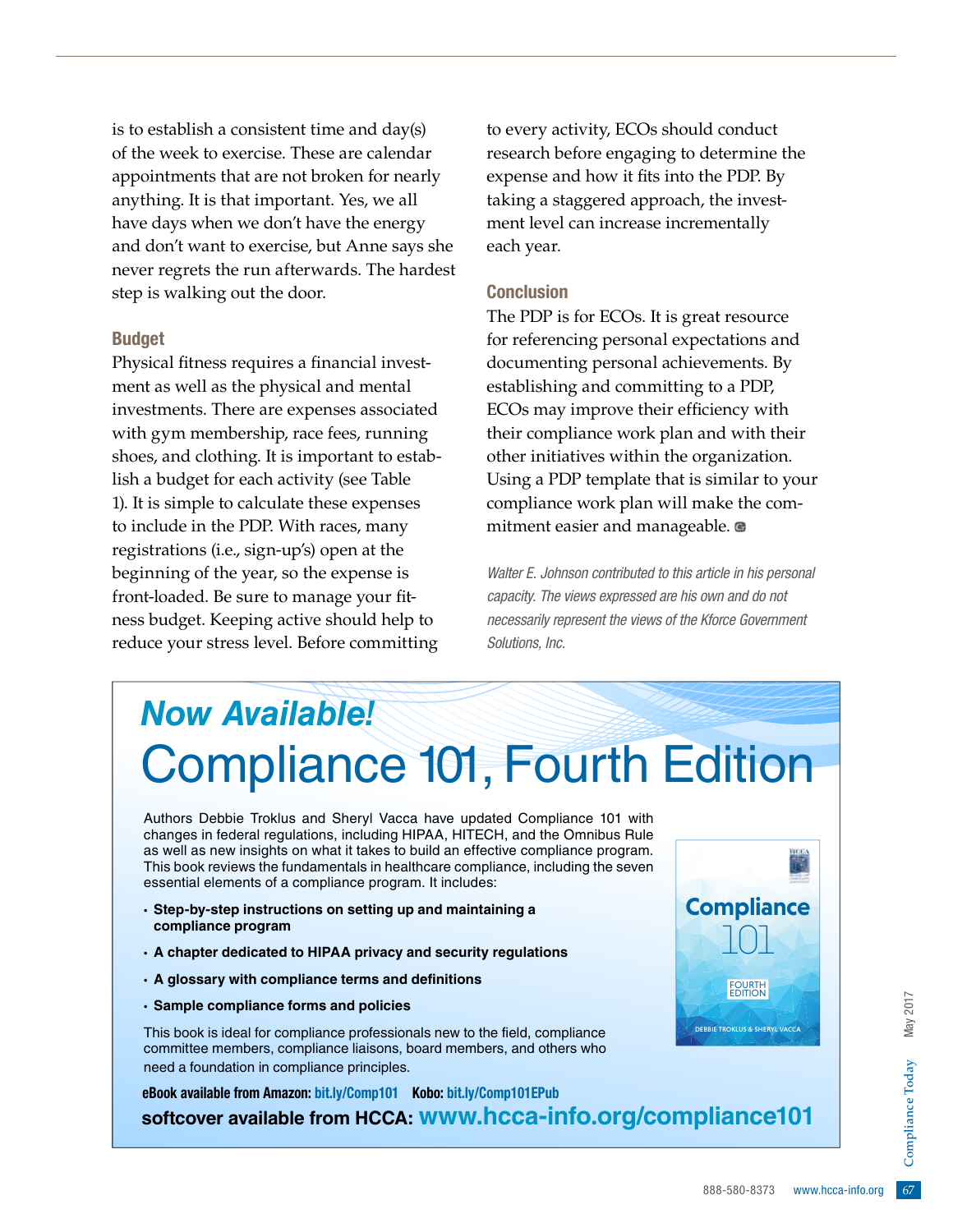is to establish a consistent time and day(s) of the week to exercise. These are calendar appointments that are not broken for nearly anything. It is that important. Yes, we all have days when we don't have the energy and don't want to exercise, but Anne says she never regrets the run afterwards. The hardest step is walking out the door.

### Budget

Physical fitness requires a financial investment as well as the physical and mental investments. There are expenses associated with gym membership, race fees, running shoes, and clothing. It is important to establish a budget for each activity (see Table 1). It is simple to calculate these expenses to include in the PDP. With races, many registrations (i.e., sign-up's) open at the beginning of the year, so the expense is front-loaded. Be sure to manage your fitness budget. Keeping active should help to reduce your stress level. Before committing to every activity, ECOs should conduct research before engaging to determine the expense and how it fits into the PDP. By taking a staggered approach, the investment level can increase incrementally each year.

### Conclusion

The PDP is for ECOs. It is great resource for referencing personal expectations and documenting personal achievements. By establishing and committing to a PDP, ECOs may improve their efficiency with their compliance work plan and with their other initiatives within the organization. Using a PDP template that is similar to your compliance work plan will make the commitment easier and manageable.

*Walter E. Johnson contributed to this article in his personal capacity. The views expressed are his own and do not necessarily represent the views of the Kforce Government Solutions, Inc.*

---

## *Now Available!*

# Compliance 101, Fourth Edition

Authors Debbie Troklus and Sheryl Vacca have updated Compliance 101 with changes in federal regulations, including HIPAA, HITECH, and the Omnibus Rule as well as new insights on what it takes to build an effective compliance program. This book reviews the fundamentals in healthcare compliance, including the seven essential elements of a compliance program. It includes:

- **Step-by-step instructions on setting up and maintaining a compliance program**
- **A chapter dedicated to HIPAA privacy and security regulations**
- **A glossary with compliance terms and definitions**
- **Sample compliance forms and policies**

This book is ideal for compliance professionals new to the field, compliance committee members, compliance liaisons, board members, and others who need a foundation in compliance principles.

**eBook available from Amazon: bit.ly/Comp101 Kobo: bit.ly/Comp101EPub**

**softcover available from HCCA: www.hcca-info.org/compliance101**